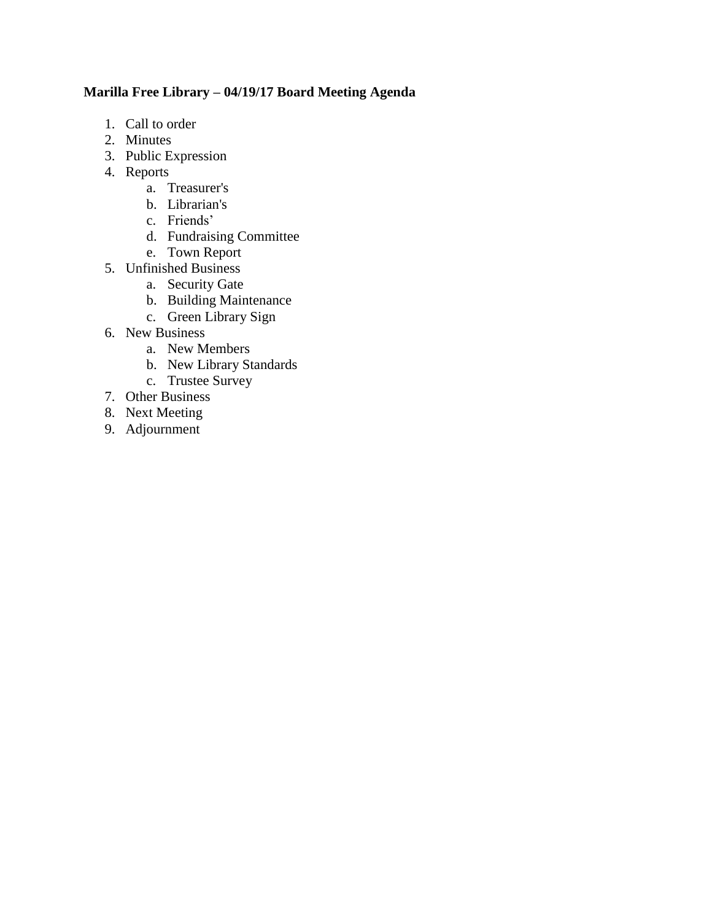**Marilla Free Library – 04/19/17 Board Meeting Agenda**

1. Call to order
2. Minutes
3. Public Expression
4. Reports
    a. Treasurer's
    b. Librarian's
    c. Friends’
    d. Fundraising Committee
    e. Town Report
5. Unfinished Business
    a. Security Gate
    b. Building Maintenance
    c. Green Library Sign
6. New Business
    a. New Members
    b. New Library Standards
    c. Trustee Survey
7. Other Business
8. Next Meeting
9. Adjournment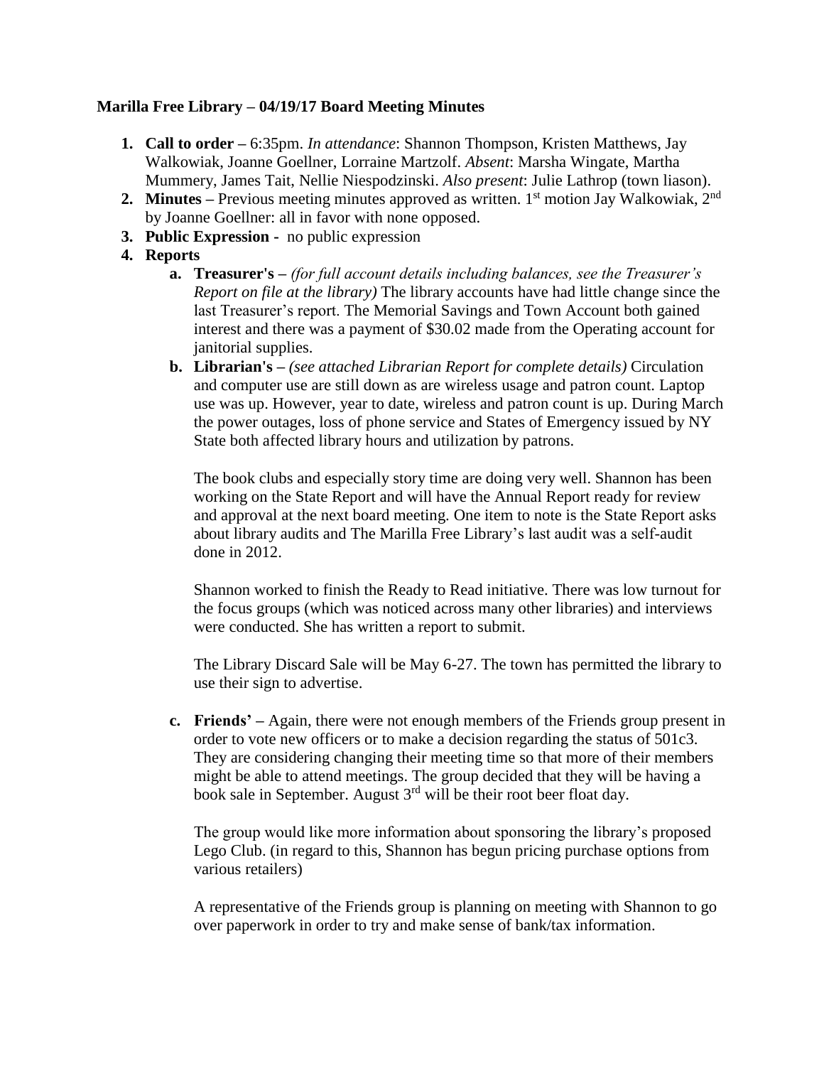**Marilla Free Library – 04/19/17 Board Meeting Minutes**

1. **Call to order –** 6:35pm. *In attendance*: Shannon Thompson, Kristen Matthews, Jay Walkowiak, Joanne Goellner, Lorraine Martzolf. *Absent*: Marsha Wingate, Martha Mummery, James Tait, Nellie Niespodzinski. *Also present*: Julie Lathrop (town liason).
2. **Minutes –** Previous meeting minutes approved as written. 1st motion Jay Walkowiak, 2nd by Joanne Goellner: all in favor with none opposed.
3. **Public Expression -** no public expression
4. **Reports**
   a. **Treasurer's –** *(for full account details including balances, see the Treasurer's Report on file at the library)* The library accounts have had little change since the last Treasurer's report. The Memorial Savings and Town Account both gained interest and there was a payment of $30.02 made from the Operating account for janitorial supplies.
   b. **Librarian's –** *(see attached Librarian Report for complete details)* Circulation and computer use are still down as are wireless usage and patron count. Laptop use was up. However, year to date, wireless and patron count is up. During March the power outages, loss of phone service and States of Emergency issued by NY State both affected library hours and utilization by patrons.

      The book clubs and especially story time are doing very well. Shannon has been working on the State Report and will have the Annual Report ready for review and approval at the next board meeting. One item to note is the State Report asks about library audits and The Marilla Free Library's last audit was a self-audit done in 2012.

      Shannon worked to finish the Ready to Read initiative. There was low turnout for the focus groups (which was noticed across many other libraries) and interviews were conducted. She has written a report to submit.

      The Library Discard Sale will be May 6-27. The town has permitted the library to use their sign to advertise.

   c. **Friends' –** Again, there were not enough members of the Friends group present in order to vote new officers or to make a decision regarding the status of 501c3. They are considering changing their meeting time so that more of their members might be able to attend meetings. The group decided that they will be having a book sale in September. August 3rd will be their root beer float day.

      The group would like more information about sponsoring the library's proposed Lego Club. (in regard to this, Shannon has begun pricing purchase options from various retailers)

      A representative of the Friends group is planning on meeting with Shannon to go over paperwork in order to try and make sense of bank/tax information.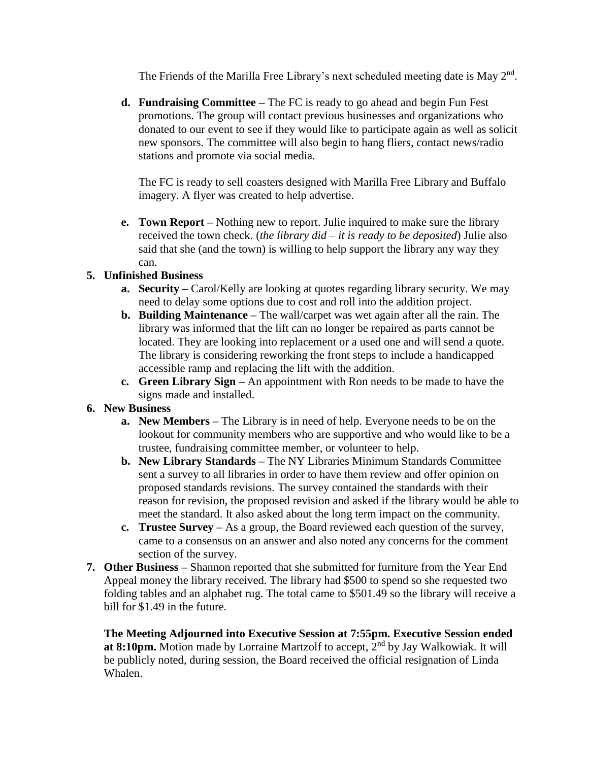The Friends of the Marilla Free Library's next scheduled meeting date is May 2nd.

   d. **Fundraising Committee –** The FC is ready to go ahead and begin Fun Fest promotions. The group will contact previous businesses and organizations who donated to our event to see if they would like to participate again as well as solicit new sponsors. The committee will also begin to hang fliers, contact news/radio stations and promote via social media.

      The FC is ready to sell coasters designed with Marilla Free Library and Buffalo imagery. A flyer was created to help advertise.

   e. **Town Report –** Nothing new to report. Julie inquired to make sure the library received the town check. (*the library did – it is ready to be deposited*) Julie also said that she (and the town) is willing to help support the library any way they can.

5. **Unfinished Business**
   a. **Security –** Carol/Kelly are looking at quotes regarding library security. We may need to delay some options due to cost and roll into the addition project.
   b. **Building Maintenance –** The wall/carpet was wet again after all the rain. The library was informed that the lift can no longer be repaired as parts cannot be located. They are looking into replacement or a used one and will send a quote. The library is considering reworking the front steps to include a handicapped accessible ramp and replacing the lift with the addition.
   c. **Green Library Sign –** An appointment with Ron needs to be made to have the signs made and installed.

6. **New Business**
   a. **New Members –** The Library is in need of help. Everyone needs to be on the lookout for community members who are supportive and who would like to be a trustee, fundraising committee member, or volunteer to help.
   b. **New Library Standards –** The NY Libraries Minimum Standards Committee sent a survey to all libraries in order to have them review and offer opinion on proposed standards revisions. The survey contained the standards with their reason for revision, the proposed revision and asked if the library would be able to meet the standard. It also asked about the long term impact on the community.
   c. **Trustee Survey –** As a group, the Board reviewed each question of the survey, came to a consensus on an answer and also noted any concerns for the comment section of the survey.

7. **Other Business –** Shannon reported that she submitted for furniture from the Year End Appeal money the library received. The library had $500 to spend so she requested two folding tables and an alphabet rug. The total came to $501.49 so the library will receive a bill for $1.49 in the future.

**The Meeting Adjourned into Executive Session at 7:55pm. Executive Session ended at 8:10pm.** Motion made by Lorraine Martzolf to accept, 2nd by Jay Walkowiak. It will be publicly noted, during session, the Board received the official resignation of Linda Whalen.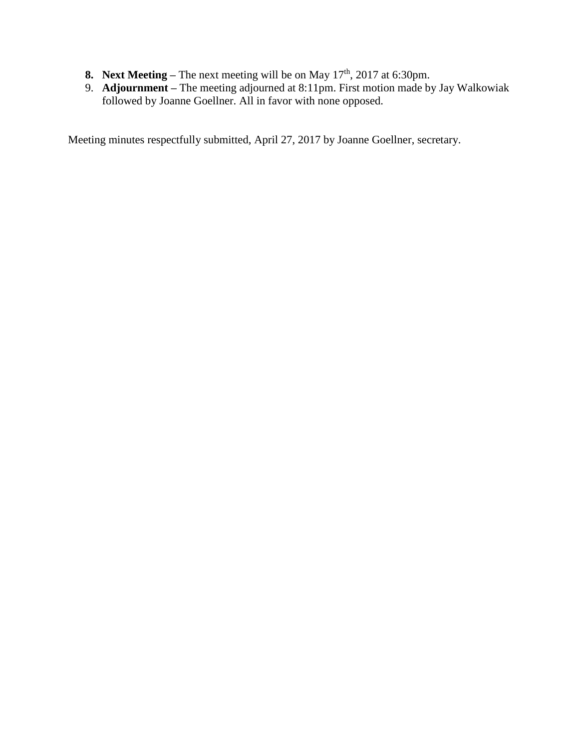8. **Next Meeting** – The next meeting will be on May 17th, 2017 at 6:30pm.
9. **Adjournment** – The meeting adjourned at 8:11pm. First motion made by Jay Walkowiak followed by Joanne Goellner. All in favor with none opposed.

Meeting minutes respectfully submitted, April 27, 2017 by Joanne Goellner, secretary.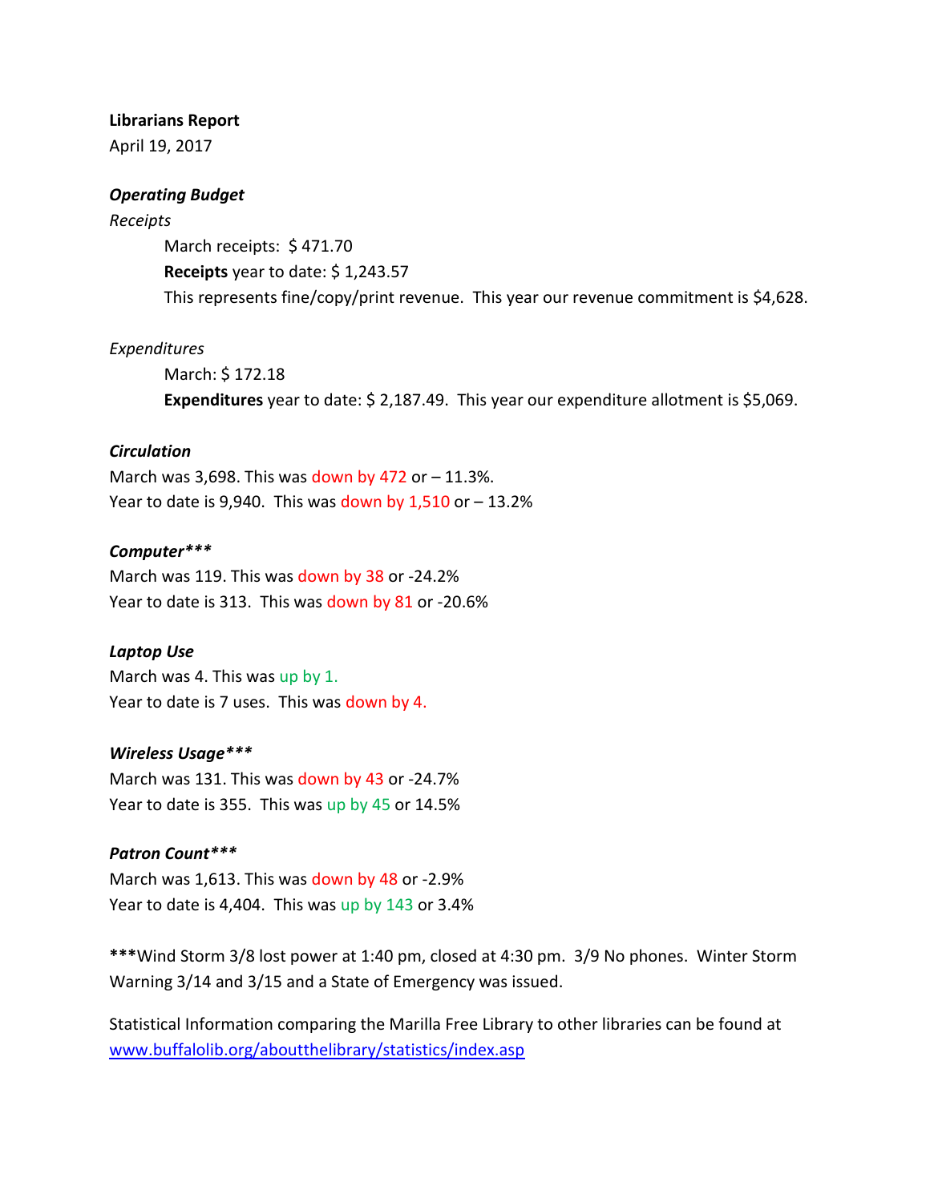**Librarians Report**

April 19, 2017

***Operating Budget***

*Receipts*

March receipts: $ 471.70

**Receipts** year to date: $ 1,243.57

This represents fine/copy/print revenue. This year our revenue commitment is $4,628.

*Expenditures*

March: $ 172.18

**Expenditures** year to date: $ 2,187.49. This year our expenditure allotment is $5,069.

***Circulation***

March was 3,698. This was down by 472 or – 11.3%.

Year to date is 9,940. This was down by 1,510 or – 13.2%

***Computer****\*\*\*

March was 119. This was down by 38 or -24.2%

Year to date is 313. This was down by 81 or -20.6%

***Laptop Use***

March was 4. This was up by 1.

Year to date is 7 uses. This was down by 4.

***Wireless Usage****\*\*\*

March was 131. This was down by 43 or -24.7%

Year to date is 355. This was up by 45 or 14.5%

***Patron Count****\*\*\*

March was 1,613. This was down by 48 or -2.9%

Year to date is 4,404. This was up by 143 or 3.4%

**\*\*\***Wind Storm 3/8 lost power at 1:40 pm, closed at 4:30 pm. 3/9 No phones. Winter Storm Warning 3/14 and 3/15 and a State of Emergency was issued.

Statistical Information comparing the Marilla Free Library to other libraries can be found at [www.buffalolib.org/aboutthelibrary/statistics/index.asp](http://www.buffalolib.org/aboutthelibrary/statistics/index.asp)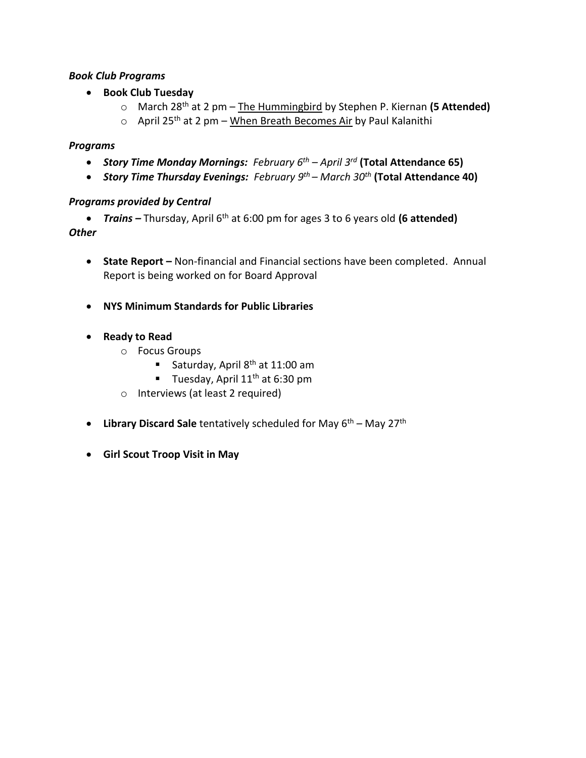*Book Club Programs*

- **Book Club Tuesday**
  - March 28th at 2 pm – The Hummingbird by Stephen P. Kiernan **(5 Attended)**
  - April 25th at 2 pm – When Breath Becomes Air by Paul Kalanithi

*Programs*

- ***Story Time Monday Mornings:*** *February 6th – April 3rd* **(Total Attendance 65)**
- ***Story Time Thursday Evenings:*** *February 9th – March 30th* **(Total Attendance 40)**

*Programs provided by Central*

- ***Trains –*** Thursday, April 6th at 6:00 pm for ages 3 to 6 years old **(6 attended)**

*Other*

- **State Report –** Non-financial and Financial sections have been completed. Annual Report is being worked on for Board Approval

- **NYS Minimum Standards for Public Libraries**

- **Ready to Read**
  - Focus Groups
    - Saturday, April 8th at 11:00 am
    - Tuesday, April 11th at 6:30 pm
  - Interviews (at least 2 required)

- **Library Discard Sale** tentatively scheduled for May 6th – May 27th

- **Girl Scout Troop Visit in May**